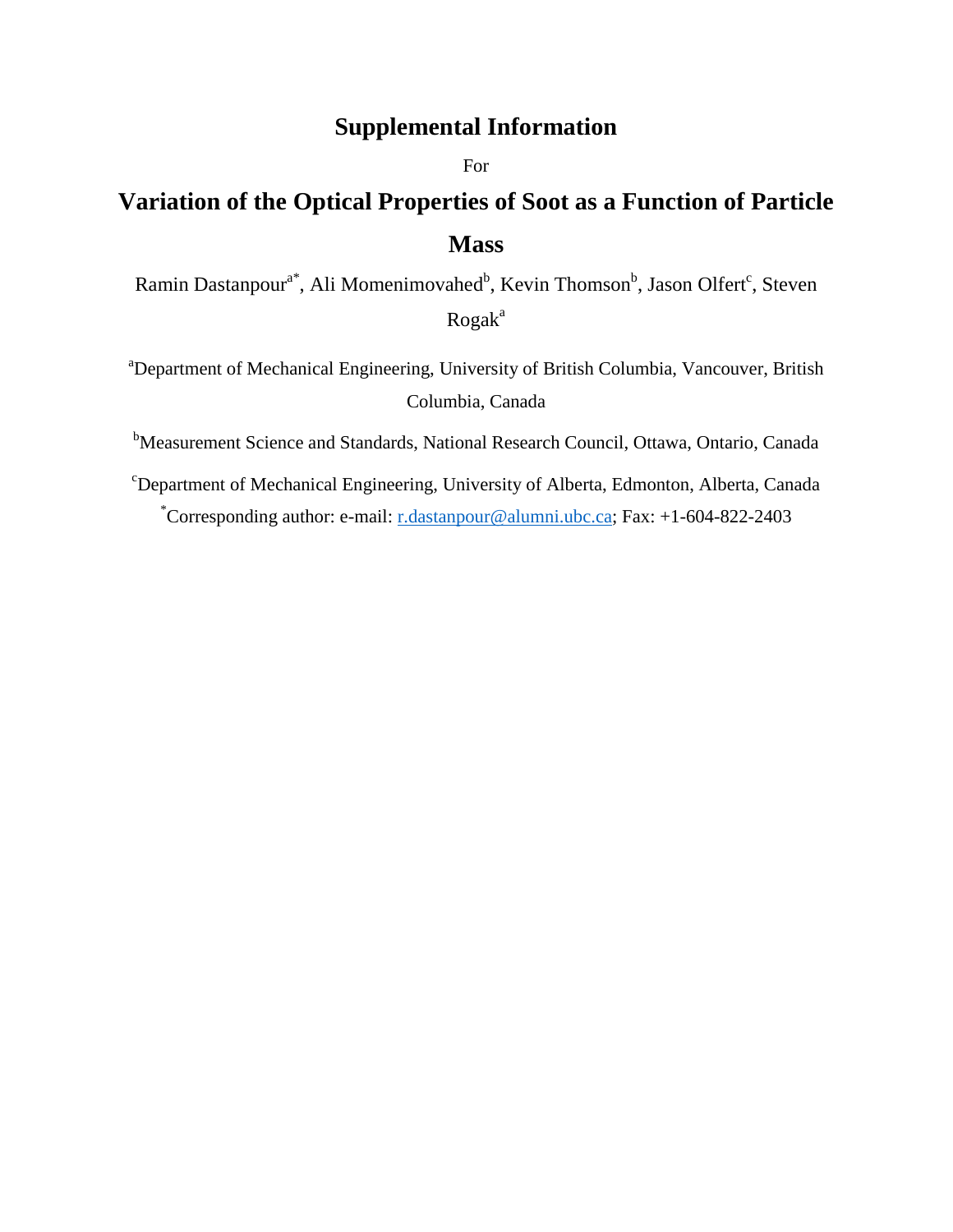# Supplemental Information

For

# Variation of the Optical Properties of Soot as a Function of Particle Mass

Ramin Dastanpour[a*], Ali Momenimovahed[b], Kevin Thomson[b], Jason Olfert[c], Steven Rogak[a]

[a]Department of Mechanical Engineering, University of British Columbia, Vancouver, British Columbia, Canada

[b]Measurement Science and Standards, National Research Council, Ottawa, Ontario, Canada

[c]Department of Mechanical Engineering, University of Alberta, Edmonton, Alberta, Canada

[*]Corresponding author: e-mail: r.dastanpour@alumni.ubc.ca; Fax: +1-604-822-2403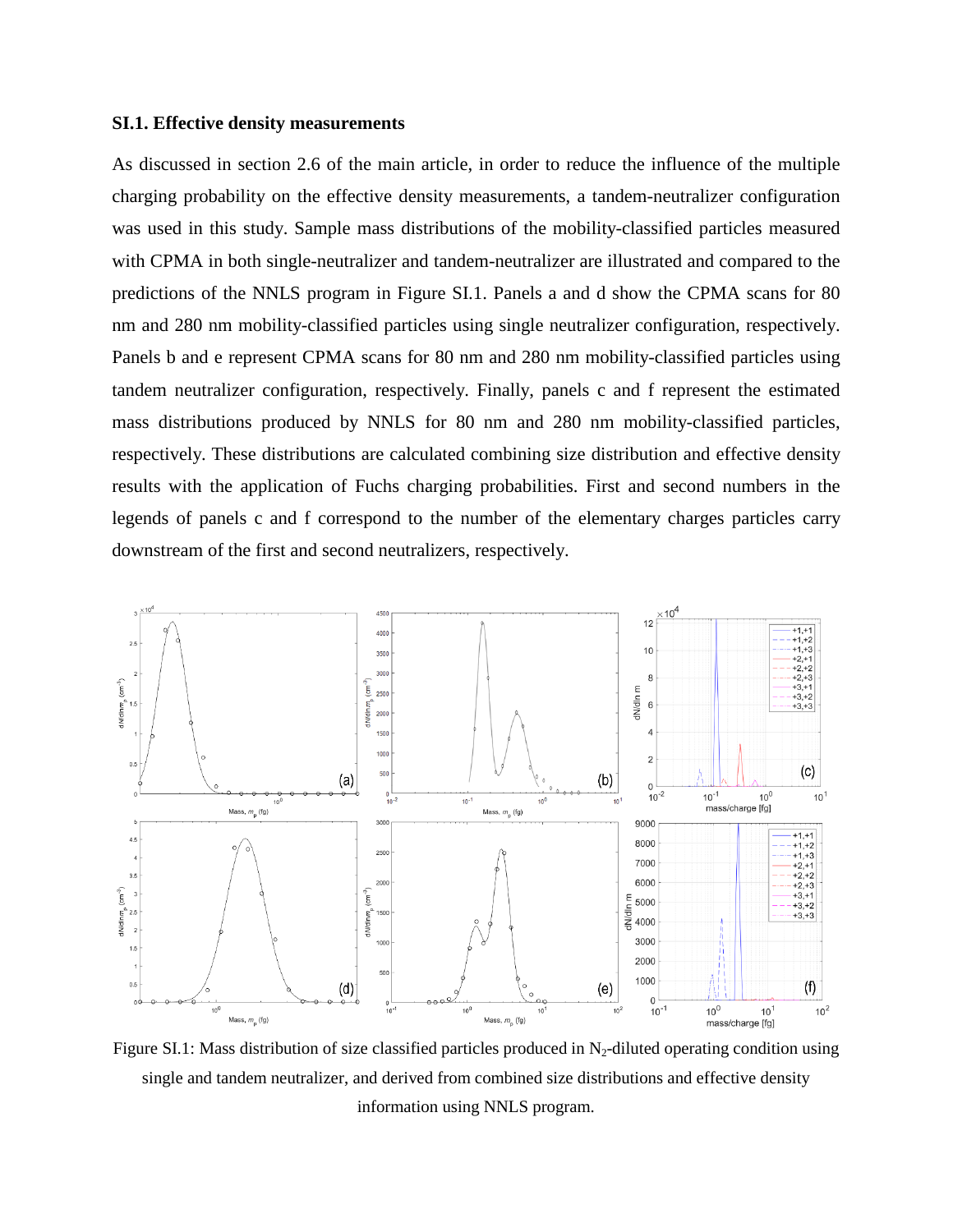### SI.1. Effective density measurements

As discussed in section 2.6 of the main article, in order to reduce the influence of the multiple charging probability on the effective density measurements, a tandem-neutralizer configuration was used in this study. Sample mass distributions of the mobility-classified particles measured with CPMA in both single-neutralizer and tandem-neutralizer are illustrated and compared to the predictions of the NNLS program in Figure SI.1. Panels a and d show the CPMA scans for 80 nm and 280 nm mobility-classified particles using single neutralizer configuration, respectively. Panels b and e represent CPMA scans for 80 nm and 280 nm mobility-classified particles using tandem neutralizer configuration, respectively. Finally, panels c and f represent the estimated mass distributions produced by NNLS for 80 nm and 280 nm mobility-classified particles, respectively. These distributions are calculated combining size distribution and effective density results with the application of Fuchs charging probabilities. First and second numbers in the legends of panels c and f correspond to the number of the elementary charges particles carry downstream of the first and second neutralizers, respectively.

Figure SI.1: Mass distribution of size classified particles produced in $N_2$-diluted operating condition using single and tandem neutralizer, and derived from combined size distributions and effective density information using NNLS program.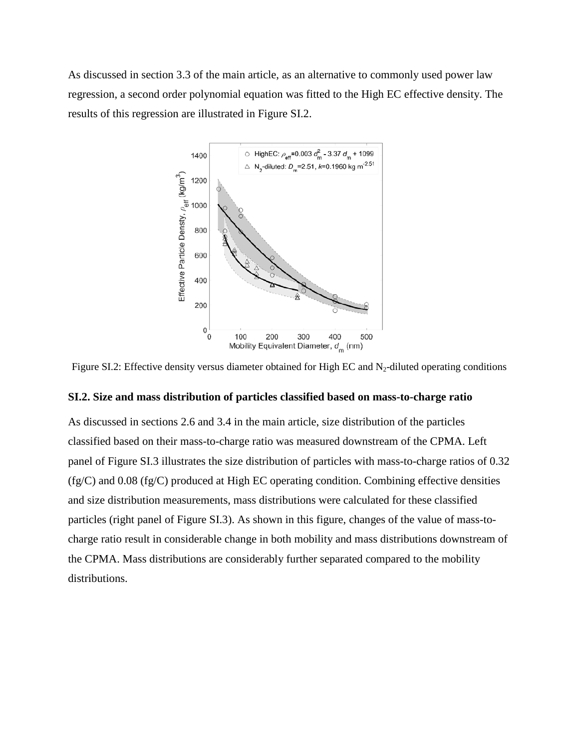As discussed in section 3.3 of the main article, as an alternative to commonly used power law regression, a second order polynomial equation was fitted to the High EC effective density. The results of this regression are illustrated in Figure SI.2.

Figure SI.2: Effective density versus diameter obtained for High EC and $N_2$-diluted operating conditions

### SI.2. Size and mass distribution of particles classified based on mass-to-charge ratio

As discussed in sections 2.6 and 3.4 in the main article, size distribution of the particles classified based on their mass-to-charge ratio was measured downstream of the CPMA. Left panel of Figure SI.3 illustrates the size distribution of particles with mass-to-charge ratios of 0.32 (fg/C) and 0.08 (fg/C) produced at High EC operating condition. Combining effective densities and size distribution measurements, mass distributions were calculated for these classified particles (right panel of Figure SI.3). As shown in this figure, changes of the value of mass-to-charge ratio result in considerable change in both mobility and mass distributions downstream of the CPMA. Mass distributions are considerably further separated compared to the mobility distributions.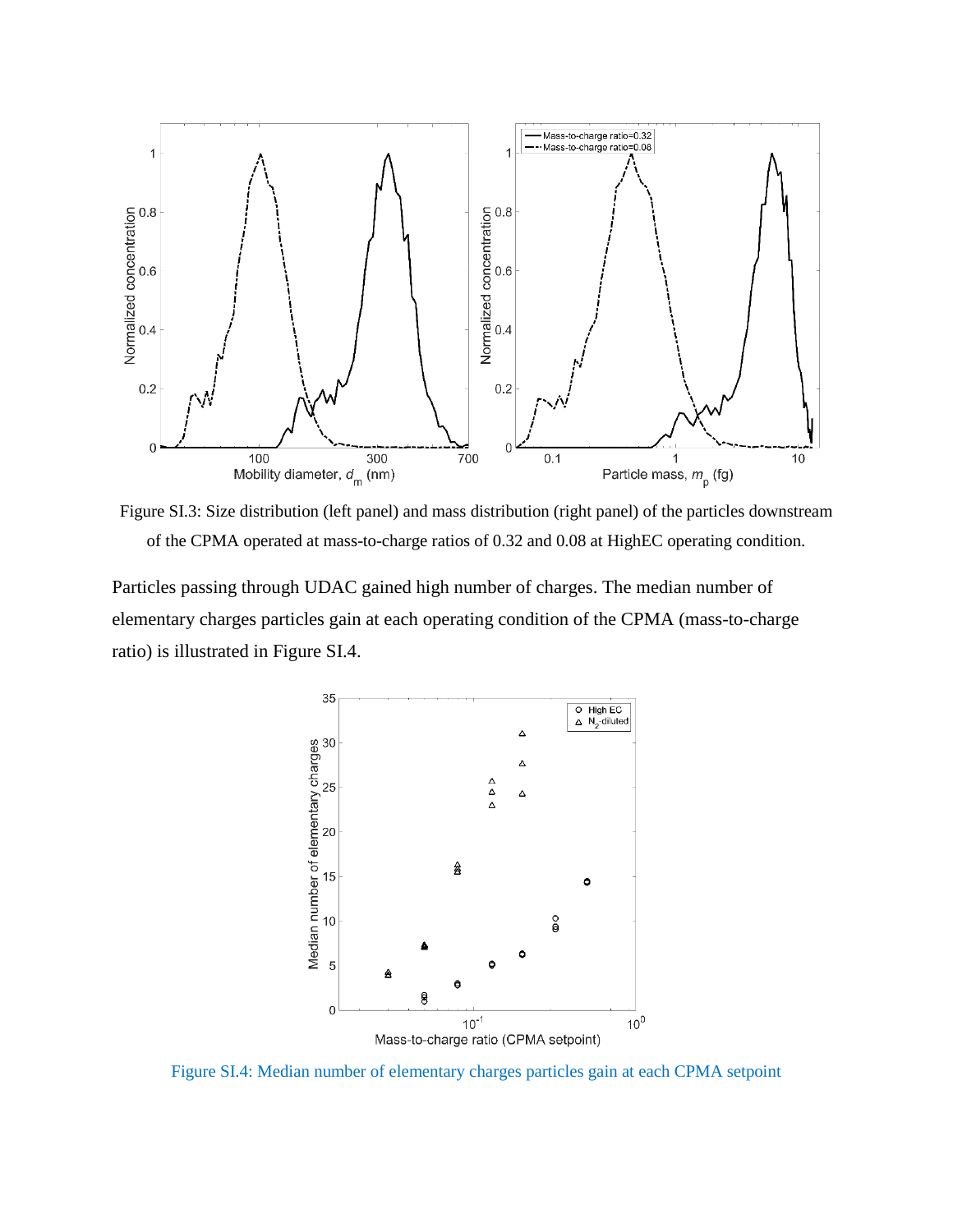Figure SI.3: Size distribution (left panel) and mass distribution (right panel) of the particles downstream of the CPMA operated at mass-to-charge ratios of 0.32 and 0.08 at HighEC operating condition.

Particles passing through UDAC gained high number of charges. The median number of elementary charges particles gain at each operating condition of the CPMA (mass-to-charge ratio) is illustrated in Figure SI.4.

Figure SI.4: Median number of elementary charges particles gain at each CPMA setpoint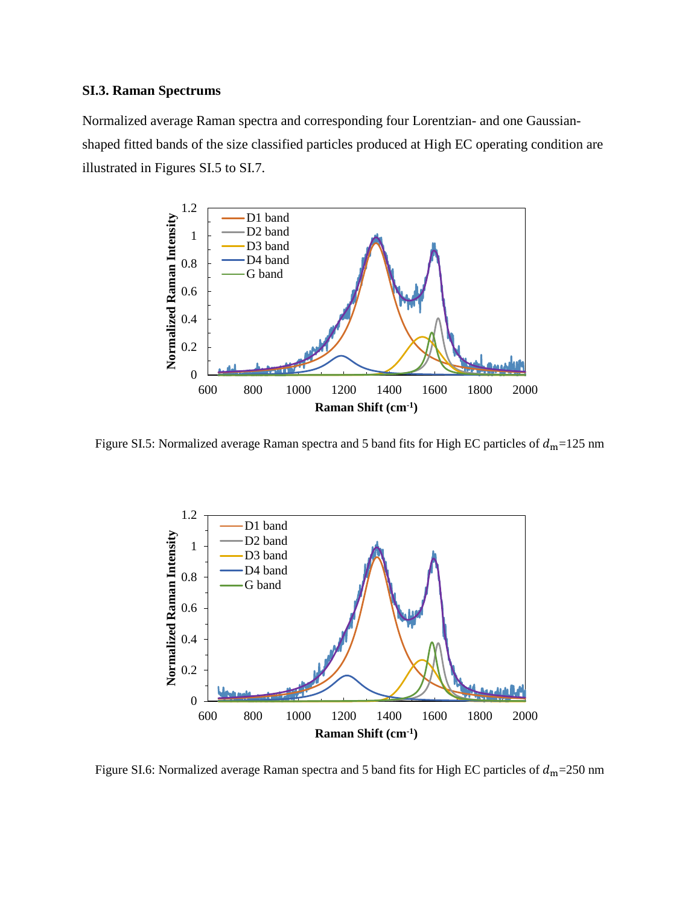### SI.3. Raman Spectrums

Normalized average Raman spectra and corresponding four Lorentzian- and one Gaussian-shaped fitted bands of the size classified particles produced at High EC operating condition are illustrated in Figures SI.5 to SI.7.

Figure SI.5: Normalized average Raman spectra and 5 band fits for High EC particles of $d_{\mathrm{m}}$=125 nm

Figure SI.6: Normalized average Raman spectra and 5 band fits for High EC particles of $d_{\mathrm{m}}$=250 nm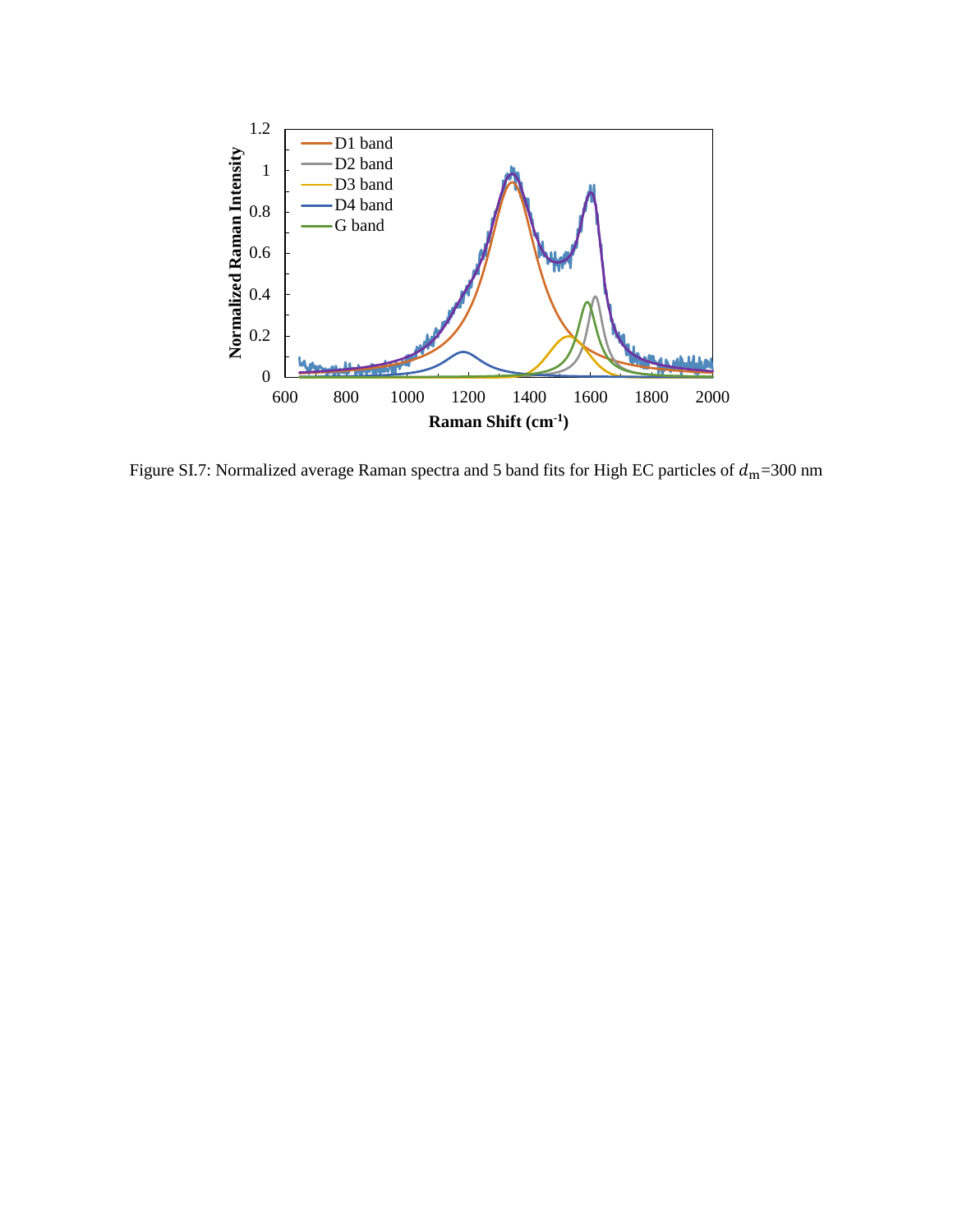1.2
1
0.8
0.6
0.4
0.2
0

Normalized Raman Intensity

600 800 1000 1200 1400 1600 1800 2000

Raman Shift (cm$^{-1}$)

D1 band
D2 band
D3 band
D4 band
G band

Figure SI.7: Normalized average Raman spectra and 5 band fits for High EC particles of $d_\mathrm{m}$=300 nm